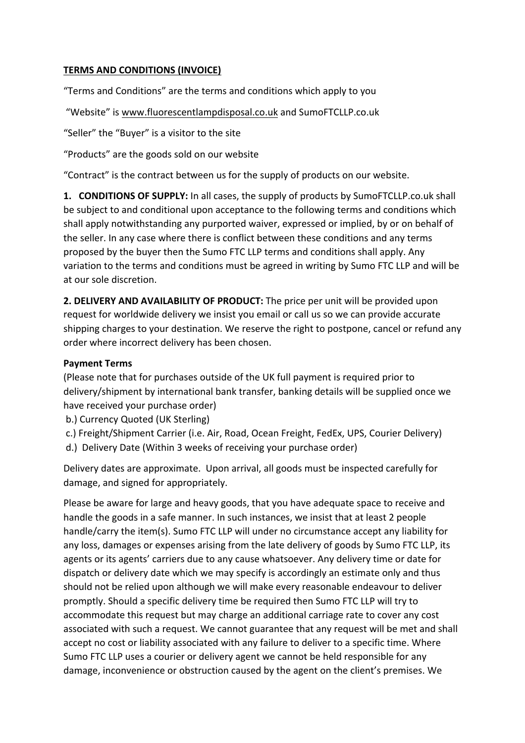**TERMS AND CONDITIONS (INVOICE)**

"Terms and Conditions" are the terms and conditions which apply to you

"Website" is www.fluorescentlampdisposal.co.uk and SumoFTCLLP.co.uk

"Seller" the "Buyer" is a visitor to the site

"Products" are the goods sold on our website

"Contract" is the contract between us for the supply of products on our website.

**1. CONDITIONS OF SUPPLY:** In all cases, the supply of products by SumoFTCLLP.co.uk shall be subject to and conditional upon acceptance to the following terms and conditions which shall apply notwithstanding any purported waiver, expressed or implied, by or on behalf of the seller. In any case where there is conflict between these conditions and any terms proposed by the buyer then the Sumo FTC LLP terms and conditions shall apply. Any variation to the terms and conditions must be agreed in writing by Sumo FTC LLP and will be at our sole discretion.

**2. DELIVERY AND AVAILABILITY OF PRODUCT:** The price per unit will be provided upon request for worldwide delivery we insist you email or call us so we can provide accurate shipping charges to your destination. We reserve the right to postpone, cancel or refund any order where incorrect delivery has been chosen.

**Payment Terms**

(Please note that for purchases outside of the UK full payment is required prior to delivery/shipment by international bank transfer, banking details will be supplied once we have received your purchase order)

b.) Currency Quoted (UK Sterling)

c.) Freight/Shipment Carrier (i.e. Air, Road, Ocean Freight, FedEx, UPS, Courier Delivery)

d.) Delivery Date (Within 3 weeks of receiving your purchase order)

Delivery dates are approximate. Upon arrival, all goods must be inspected carefully for damage, and signed for appropriately.

Please be aware for large and heavy goods, that you have adequate space to receive and handle the goods in a safe manner. In such instances, we insist that at least 2 people handle/carry the item(s). Sumo FTC LLP will under no circumstance accept any liability for any loss, damages or expenses arising from the late delivery of goods by Sumo FTC LLP, its agents or its agents' carriers due to any cause whatsoever. Any delivery time or date for dispatch or delivery date which we may specify is accordingly an estimate only and thus should not be relied upon although we will make every reasonable endeavour to deliver promptly. Should a specific delivery time be required then Sumo FTC LLP will try to accommodate this request but may charge an additional carriage rate to cover any cost associated with such a request. We cannot guarantee that any request will be met and shall accept no cost or liability associated with any failure to deliver to a specific time. Where Sumo FTC LLP uses a courier or delivery agent we cannot be held responsible for any damage, inconvenience or obstruction caused by the agent on the client's premises. We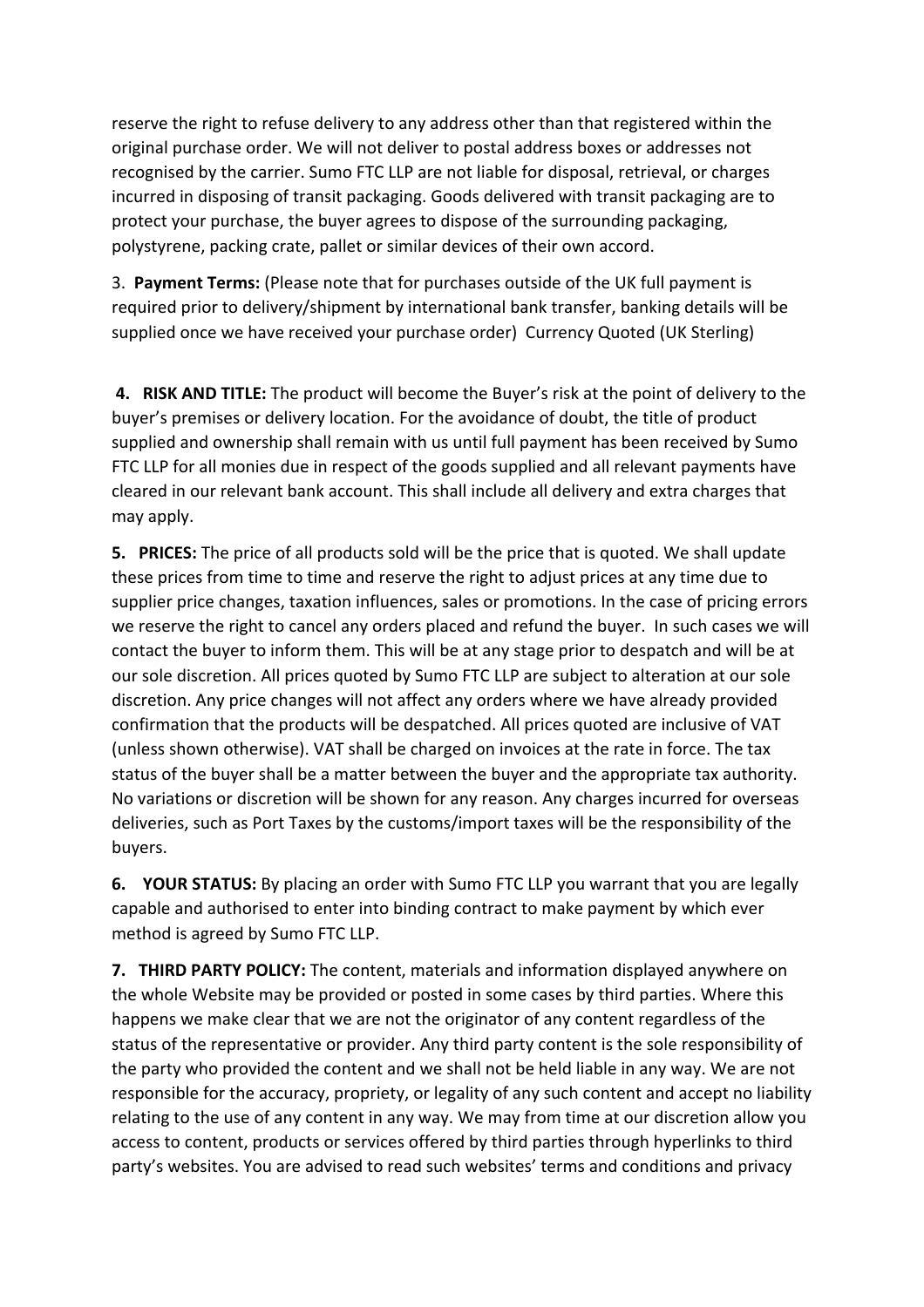reserve the right to refuse delivery to any address other than that registered within the original purchase order. We will not deliver to postal address boxes or addresses not recognised by the carrier. Sumo FTC LLP are not liable for disposal, retrieval, or charges incurred in disposing of transit packaging. Goods delivered with transit packaging are to protect your purchase, the buyer agrees to dispose of the surrounding packaging, polystyrene, packing crate, pallet or similar devices of their own accord.

3. **Payment Terms:** (Please note that for purchases outside of the UK full payment is required prior to delivery/shipment by international bank transfer, banking details will be supplied once we have received your purchase order) Currency Quoted (UK Sterling)

**4. RISK AND TITLE:** The product will become the Buyer's risk at the point of delivery to the buyer's premises or delivery location. For the avoidance of doubt, the title of product supplied and ownership shall remain with us until full payment has been received by Sumo FTC LLP for all monies due in respect of the goods supplied and all relevant payments have cleared in our relevant bank account. This shall include all delivery and extra charges that may apply.

**5. PRICES:** The price of all products sold will be the price that is quoted. We shall update these prices from time to time and reserve the right to adjust prices at any time due to supplier price changes, taxation influences, sales or promotions. In the case of pricing errors we reserve the right to cancel any orders placed and refund the buyer. In such cases we will contact the buyer to inform them. This will be at any stage prior to despatch and will be at our sole discretion. All prices quoted by Sumo FTC LLP are subject to alteration at our sole discretion. Any price changes will not affect any orders where we have already provided confirmation that the products will be despatched. All prices quoted are inclusive of VAT (unless shown otherwise). VAT shall be charged on invoices at the rate in force. The tax status of the buyer shall be a matter between the buyer and the appropriate tax authority. No variations or discretion will be shown for any reason. Any charges incurred for overseas deliveries, such as Port Taxes by the customs/import taxes will be the responsibility of the buyers.

**6. YOUR STATUS:** By placing an order with Sumo FTC LLP you warrant that you are legally capable and authorised to enter into binding contract to make payment by which ever method is agreed by Sumo FTC LLP.

**7. THIRD PARTY POLICY:** The content, materials and information displayed anywhere on the whole Website may be provided or posted in some cases by third parties. Where this happens we make clear that we are not the originator of any content regardless of the status of the representative or provider. Any third party content is the sole responsibility of the party who provided the content and we shall not be held liable in any way. We are not responsible for the accuracy, propriety, or legality of any such content and accept no liability relating to the use of any content in any way. We may from time at our discretion allow you access to content, products or services offered by third parties through hyperlinks to third party's websites. You are advised to read such websites' terms and conditions and privacy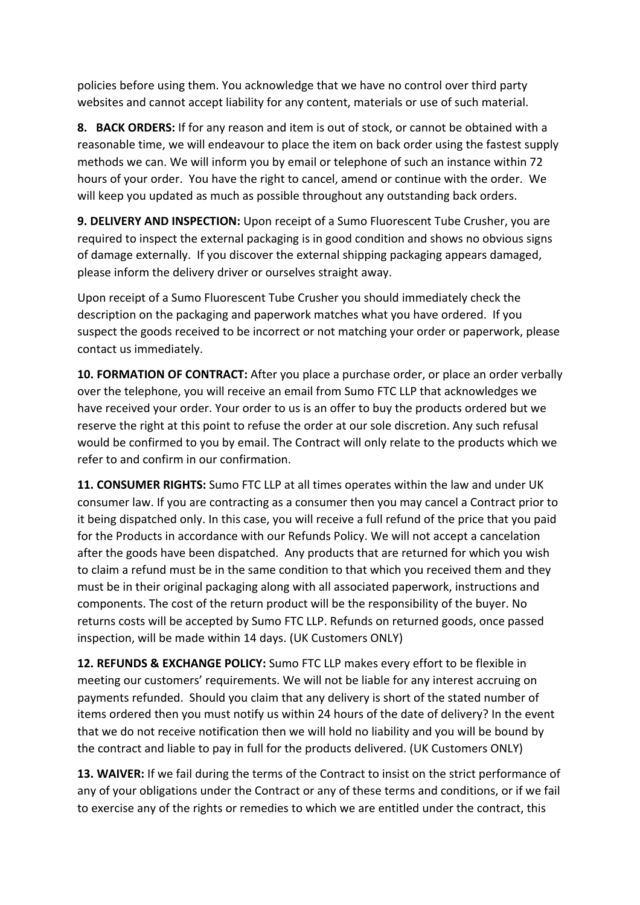policies before using them. You acknowledge that we have no control over third party websites and cannot accept liability for any content, materials or use of such material.

**8. BACK ORDERS:** If for any reason and item is out of stock, or cannot be obtained with a reasonable time, we will endeavour to place the item on back order using the fastest supply methods we can. We will inform you by email or telephone of such an instance within 72 hours of your order. You have the right to cancel, amend or continue with the order. We will keep you updated as much as possible throughout any outstanding back orders.

**9. DELIVERY AND INSPECTION:** Upon receipt of a Sumo Fluorescent Tube Crusher, you are required to inspect the external packaging is in good condition and shows no obvious signs of damage externally. If you discover the external shipping packaging appears damaged, please inform the delivery driver or ourselves straight away.

Upon receipt of a Sumo Fluorescent Tube Crusher you should immediately check the description on the packaging and paperwork matches what you have ordered. If you suspect the goods received to be incorrect or not matching your order or paperwork, please contact us immediately.

**10. FORMATION OF CONTRACT:** After you place a purchase order, or place an order verbally over the telephone, you will receive an email from Sumo FTC LLP that acknowledges we have received your order. Your order to us is an offer to buy the products ordered but we reserve the right at this point to refuse the order at our sole discretion. Any such refusal would be confirmed to you by email. The Contract will only relate to the products which we refer to and confirm in our confirmation.

**11. CONSUMER RIGHTS:** Sumo FTC LLP at all times operates within the law and under UK consumer law. If you are contracting as a consumer then you may cancel a Contract prior to it being dispatched only. In this case, you will receive a full refund of the price that you paid for the Products in accordance with our Refunds Policy. We will not accept a cancelation after the goods have been dispatched. Any products that are returned for which you wish to claim a refund must be in the same condition to that which you received them and they must be in their original packaging along with all associated paperwork, instructions and components. The cost of the return product will be the responsibility of the buyer. No returns costs will be accepted by Sumo FTC LLP. Refunds on returned goods, once passed inspection, will be made within 14 days. (UK Customers ONLY)

**12. REFUNDS & EXCHANGE POLICY:** Sumo FTC LLP makes every effort to be flexible in meeting our customers' requirements. We will not be liable for any interest accruing on payments refunded. Should you claim that any delivery is short of the stated number of items ordered then you must notify us within 24 hours of the date of delivery? In the event that we do not receive notification then we will hold no liability and you will be bound by the contract and liable to pay in full for the products delivered. (UK Customers ONLY)

**13. WAIVER:** If we fail during the terms of the Contract to insist on the strict performance of any of your obligations under the Contract or any of these terms and conditions, or if we fail to exercise any of the rights or remedies to which we are entitled under the contract, this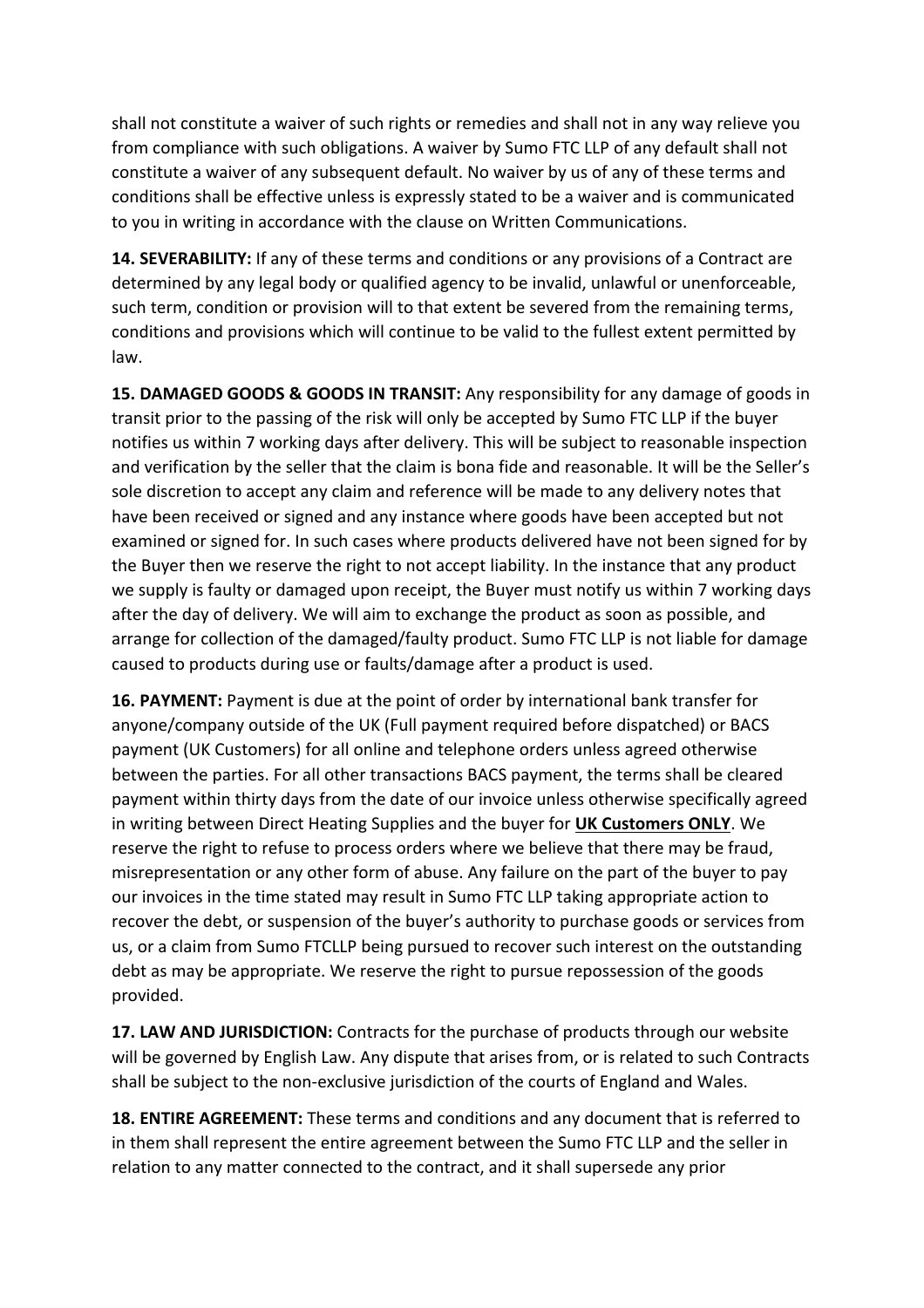shall not constitute a waiver of such rights or remedies and shall not in any way relieve you from compliance with such obligations. A waiver by Sumo FTC LLP of any default shall not constitute a waiver of any subsequent default. No waiver by us of any of these terms and conditions shall be effective unless is expressly stated to be a waiver and is communicated to you in writing in accordance with the clause on Written Communications.

**14. SEVERABILITY:** If any of these terms and conditions or any provisions of a Contract are determined by any legal body or qualified agency to be invalid, unlawful or unenforceable, such term, condition or provision will to that extent be severed from the remaining terms, conditions and provisions which will continue to be valid to the fullest extent permitted by law.

**15. DAMAGED GOODS & GOODS IN TRANSIT:** Any responsibility for any damage of goods in transit prior to the passing of the risk will only be accepted by Sumo FTC LLP if the buyer notifies us within 7 working days after delivery. This will be subject to reasonable inspection and verification by the seller that the claim is bona fide and reasonable. It will be the Seller's sole discretion to accept any claim and reference will be made to any delivery notes that have been received or signed and any instance where goods have been accepted but not examined or signed for. In such cases where products delivered have not been signed for by the Buyer then we reserve the right to not accept liability. In the instance that any product we supply is faulty or damaged upon receipt, the Buyer must notify us within 7 working days after the day of delivery. We will aim to exchange the product as soon as possible, and arrange for collection of the damaged/faulty product. Sumo FTC LLP is not liable for damage caused to products during use or faults/damage after a product is used.

**16. PAYMENT:** Payment is due at the point of order by international bank transfer for anyone/company outside of the UK (Full payment required before dispatched) or BACS payment (UK Customers) for all online and telephone orders unless agreed otherwise between the parties. For all other transactions BACS payment, the terms shall be cleared payment within thirty days from the date of our invoice unless otherwise specifically agreed in writing between Direct Heating Supplies and the buyer for **UK Customers ONLY**. We reserve the right to refuse to process orders where we believe that there may be fraud, misrepresentation or any other form of abuse. Any failure on the part of the buyer to pay our invoices in the time stated may result in Sumo FTC LLP taking appropriate action to recover the debt, or suspension of the buyer's authority to purchase goods or services from us, or a claim from Sumo FTCLLP being pursued to recover such interest on the outstanding debt as may be appropriate. We reserve the right to pursue repossession of the goods provided.

**17. LAW AND JURISDICTION:** Contracts for the purchase of products through our website will be governed by English Law. Any dispute that arises from, or is related to such Contracts shall be subject to the non-exclusive jurisdiction of the courts of England and Wales.

**18. ENTIRE AGREEMENT:** These terms and conditions and any document that is referred to in them shall represent the entire agreement between the Sumo FTC LLP and the seller in relation to any matter connected to the contract, and it shall supersede any prior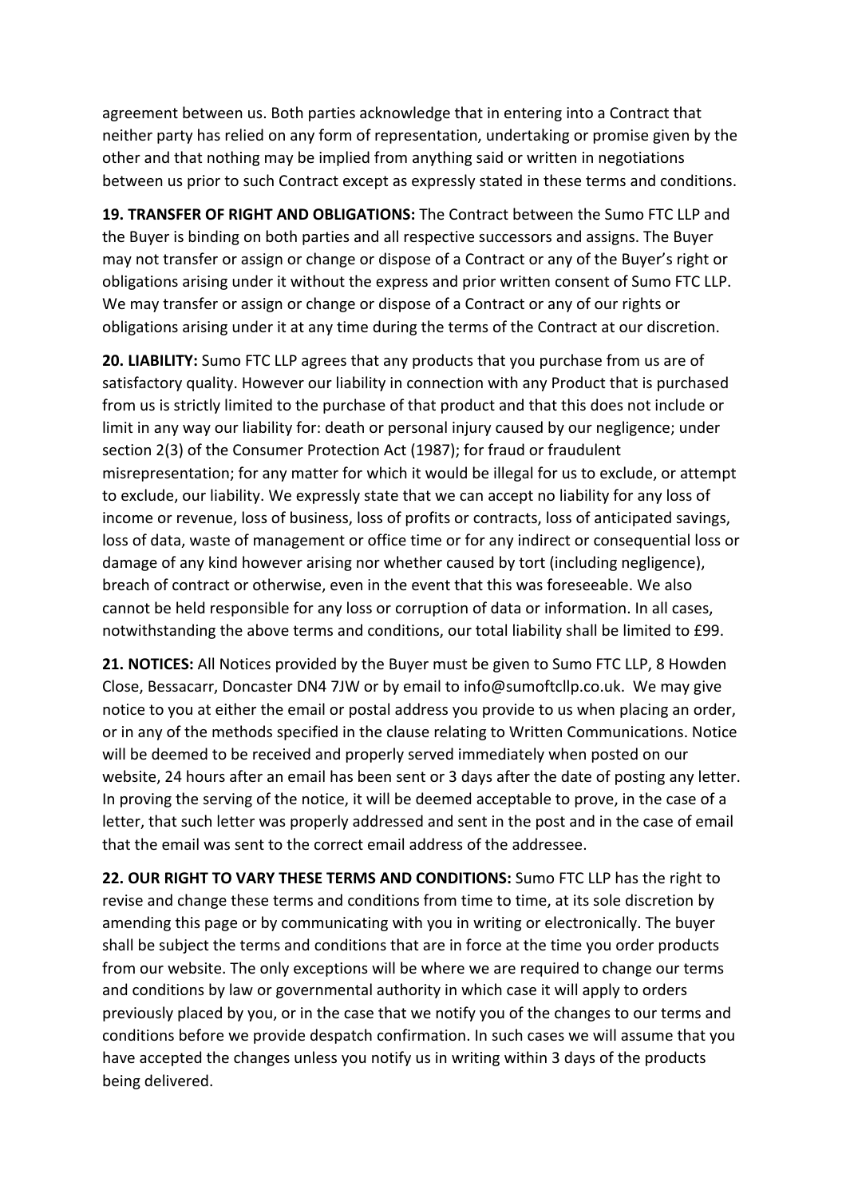agreement between us. Both parties acknowledge that in entering into a Contract that neither party has relied on any form of representation, undertaking or promise given by the other and that nothing may be implied from anything said or written in negotiations between us prior to such Contract except as expressly stated in these terms and conditions.

**19. TRANSFER OF RIGHT AND OBLIGATIONS:** The Contract between the Sumo FTC LLP and the Buyer is binding on both parties and all respective successors and assigns. The Buyer may not transfer or assign or change or dispose of a Contract or any of the Buyer's right or obligations arising under it without the express and prior written consent of Sumo FTC LLP. We may transfer or assign or change or dispose of a Contract or any of our rights or obligations arising under it at any time during the terms of the Contract at our discretion.

**20. LIABILITY:** Sumo FTC LLP agrees that any products that you purchase from us are of satisfactory quality. However our liability in connection with any Product that is purchased from us is strictly limited to the purchase of that product and that this does not include or limit in any way our liability for: death or personal injury caused by our negligence; under section 2(3) of the Consumer Protection Act (1987); for fraud or fraudulent misrepresentation; for any matter for which it would be illegal for us to exclude, or attempt to exclude, our liability. We expressly state that we can accept no liability for any loss of income or revenue, loss of business, loss of profits or contracts, loss of anticipated savings, loss of data, waste of management or office time or for any indirect or consequential loss or damage of any kind however arising nor whether caused by tort (including negligence), breach of contract or otherwise, even in the event that this was foreseeable. We also cannot be held responsible for any loss or corruption of data or information. In all cases, notwithstanding the above terms and conditions, our total liability shall be limited to £99.

**21. NOTICES:** All Notices provided by the Buyer must be given to Sumo FTC LLP, 8 Howden Close, Bessacarr, Doncaster DN4 7JW or by email to info@sumoftcllp.co.uk. We may give notice to you at either the email or postal address you provide to us when placing an order, or in any of the methods specified in the clause relating to Written Communications. Notice will be deemed to be received and properly served immediately when posted on our website, 24 hours after an email has been sent or 3 days after the date of posting any letter. In proving the serving of the notice, it will be deemed acceptable to prove, in the case of a letter, that such letter was properly addressed and sent in the post and in the case of email that the email was sent to the correct email address of the addressee.

**22. OUR RIGHT TO VARY THESE TERMS AND CONDITIONS:** Sumo FTC LLP has the right to revise and change these terms and conditions from time to time, at its sole discretion by amending this page or by communicating with you in writing or electronically. The buyer shall be subject the terms and conditions that are in force at the time you order products from our website. The only exceptions will be where we are required to change our terms and conditions by law or governmental authority in which case it will apply to orders previously placed by you, or in the case that we notify you of the changes to our terms and conditions before we provide despatch confirmation. In such cases we will assume that you have accepted the changes unless you notify us in writing within 3 days of the products being delivered.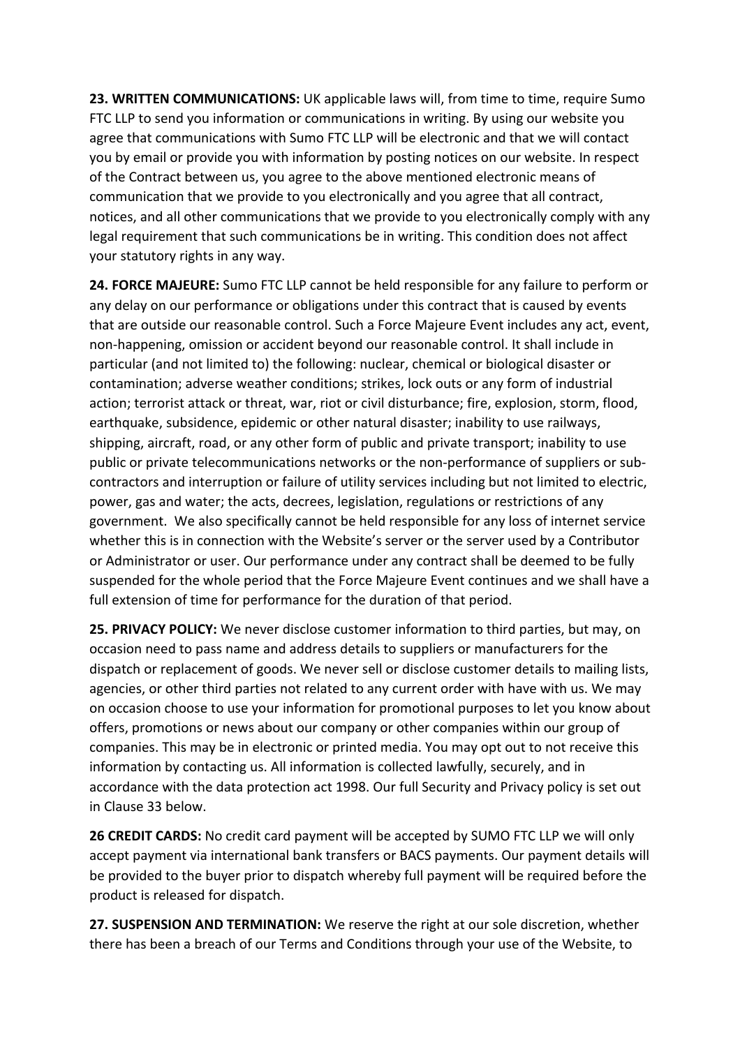**23. WRITTEN COMMUNICATIONS:** UK applicable laws will, from time to time, require Sumo FTC LLP to send you information or communications in writing. By using our website you agree that communications with Sumo FTC LLP will be electronic and that we will contact you by email or provide you with information by posting notices on our website. In respect of the Contract between us, you agree to the above mentioned electronic means of communication that we provide to you electronically and you agree that all contract, notices, and all other communications that we provide to you electronically comply with any legal requirement that such communications be in writing. This condition does not affect your statutory rights in any way.

**24. FORCE MAJEURE:** Sumo FTC LLP cannot be held responsible for any failure to perform or any delay on our performance or obligations under this contract that is caused by events that are outside our reasonable control. Such a Force Majeure Event includes any act, event, non-happening, omission or accident beyond our reasonable control. It shall include in particular (and not limited to) the following: nuclear, chemical or biological disaster or contamination; adverse weather conditions; strikes, lock outs or any form of industrial action; terrorist attack or threat, war, riot or civil disturbance; fire, explosion, storm, flood, earthquake, subsidence, epidemic or other natural disaster; inability to use railways, shipping, aircraft, road, or any other form of public and private transport; inability to use public or private telecommunications networks or the non-performance of suppliers or sub-contractors and interruption or failure of utility services including but not limited to electric, power, gas and water; the acts, decrees, legislation, regulations or restrictions of any government. We also specifically cannot be held responsible for any loss of internet service whether this is in connection with the Website's server or the server used by a Contributor or Administrator or user. Our performance under any contract shall be deemed to be fully suspended for the whole period that the Force Majeure Event continues and we shall have a full extension of time for performance for the duration of that period.

**25. PRIVACY POLICY:** We never disclose customer information to third parties, but may, on occasion need to pass name and address details to suppliers or manufacturers for the dispatch or replacement of goods. We never sell or disclose customer details to mailing lists, agencies, or other third parties not related to any current order with have with us. We may on occasion choose to use your information for promotional purposes to let you know about offers, promotions or news about our company or other companies within our group of companies. This may be in electronic or printed media. You may opt out to not receive this information by contacting us. All information is collected lawfully, securely, and in accordance with the data protection act 1998. Our full Security and Privacy policy is set out in Clause 33 below.

**26 CREDIT CARDS:** No credit card payment will be accepted by SUMO FTC LLP we will only accept payment via international bank transfers or BACS payments. Our payment details will be provided to the buyer prior to dispatch whereby full payment will be required before the product is released for dispatch.

**27. SUSPENSION AND TERMINATION:** We reserve the right at our sole discretion, whether there has been a breach of our Terms and Conditions through your use of the Website, to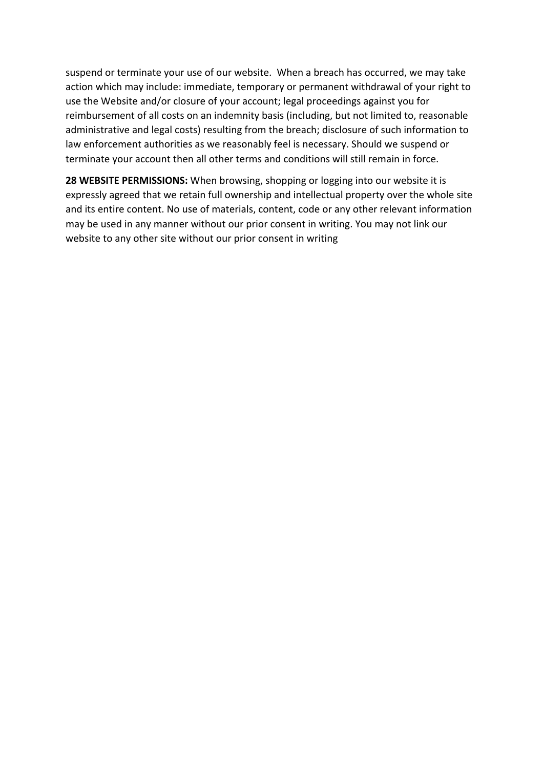suspend or terminate your use of our website. When a breach has occurred, we may take action which may include: immediate, temporary or permanent withdrawal of your right to use the Website and/or closure of your account; legal proceedings against you for reimbursement of all costs on an indemnity basis (including, but not limited to, reasonable administrative and legal costs) resulting from the breach; disclosure of such information to law enforcement authorities as we reasonably feel is necessary. Should we suspend or terminate your account then all other terms and conditions will still remain in force.

**28 WEBSITE PERMISSIONS:** When browsing, shopping or logging into our website it is expressly agreed that we retain full ownership and intellectual property over the whole site and its entire content. No use of materials, content, code or any other relevant information may be used in any manner without our prior consent in writing. You may not link our website to any other site without our prior consent in writing